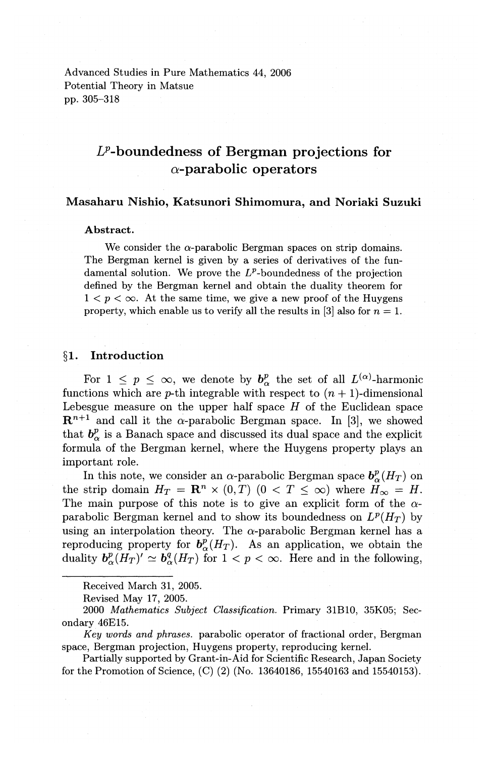Advanced Studies in Pure Mathematics 44, 2006
Potential Theory in Matsue
pp. 305–318

# $L^p$-boundedness of Bergman projections for $\alpha$-parabolic operators

**Masaharu Nishio, Katsunori Shimomura, and Noriaki Suzuki**

**Abstract.**

We consider the $\alpha$-parabolic Bergman spaces on strip domains. The Bergman kernel is given by a series of derivatives of the fundamental solution. We prove the $L^p$-boundedness of the projection defined by the Bergman kernel and obtain the duality theorem for $1 < p < \infty$. At the same time, we give a new proof of the Huygens property, which enable us to verify all the results in [3] also for $n = 1$.

## §1. Introduction

For $1 \leq p \leq \infty$, we denote by $\boldsymbol{b}_\alpha^p$ the set of all $L^{(\alpha)}$-harmonic functions which are $p$-th integrable with respect to $(n+1)$-dimensional Lebesgue measure on the upper half space $H$ of the Euclidean space $\mathbf{R}^{n+1}$ and call it the $\alpha$-parabolic Bergman space. In [3], we showed that $\boldsymbol{b}_\alpha^p$ is a Banach space and discussed its dual space and the explicit formula of the Bergman kernel, where the Huygens property plays an important role.

In this note, we consider an $\alpha$-parabolic Bergman space $\boldsymbol{b}_\alpha^p(H_T)$ on the strip domain $H_T = \mathbf{R}^n \times (0, T)$ $(0 < T \leq \infty)$ where $H_\infty = H$. The main purpose of this note is to give an explicit form of the $\alpha$-parabolic Bergman kernel and to show its boundedness on $L^p(H_T)$ by using an interpolation theory. The $\alpha$-parabolic Bergman kernel has a reproducing property for $\boldsymbol{b}_\alpha^p(H_T)$. As an application, we obtain the duality $\boldsymbol{b}_\alpha^p(H_T)' \simeq \boldsymbol{b}_\alpha^q(H_T)$ for $1 < p < \infty$. Here and in the following,

---

Received March 31, 2005.

Revised May 17, 2005.

2000 *Mathematics Subject Classification.* Primary 31B10, 35K05; Secondary 46E15.

*Key words and phrases.* parabolic operator of fractional order, Bergman space, Bergman projection, Huygens property, reproducing kernel.

Partially supported by Grant-in-Aid for Scientific Research, Japan Society for the Promotion of Science, (C) (2) (No. 13640186, 15540163 and 15540153).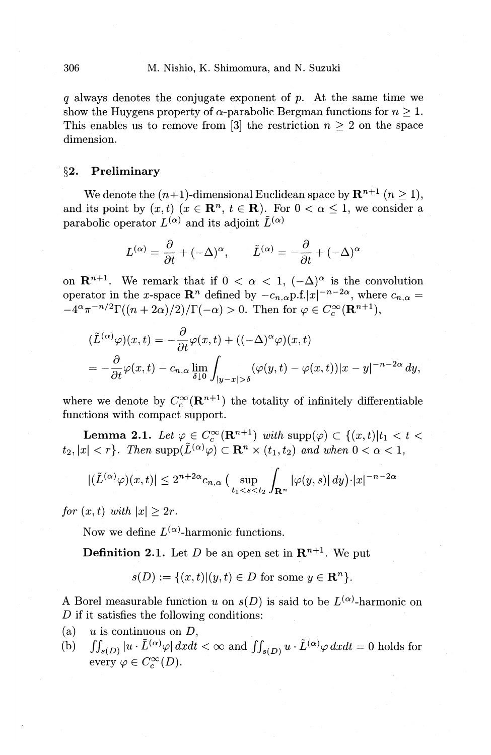$q$ always denotes the conjugate exponent of $p$. At the same time we show the Huygens property of $\alpha$-parabolic Bergman functions for $n \geq 1$. This enables us to remove from [3] the restriction $n \geq 2$ on the space dimension.

## §2. Preliminary

We denote the $(n+1)$-dimensional Euclidean space by $\mathbf{R}^{n+1}$ ($n \geq 1$), and its point by $(x, t)$ ($x \in \mathbf{R}^n$, $t \in \mathbf{R}$). For $0 < \alpha \leq 1$, we consider a parabolic operator $L^{(\alpha)}$ and its adjoint $\tilde{L}^{(\alpha)}$

$$L^{(\alpha)} = \frac{\partial}{\partial t} + (-\Delta)^\alpha, \qquad \tilde{L}^{(\alpha)} = -\frac{\partial}{\partial t} + (-\Delta)^\alpha$$

on $\mathbf{R}^{n+1}$. We remark that if $0 < \alpha < 1$, $(-\Delta)^\alpha$ is the convolution operator in the $x$-space $\mathbf{R}^n$ defined by $-c_{n,\alpha}\mathrm{p.f.}|x|^{-n-2\alpha}$, where $c_{n,\alpha} = -4^\alpha \pi^{-n/2}\Gamma((n+2\alpha)/2)/\Gamma(-\alpha) > 0$. Then for $\varphi \in C_c^\infty(\mathbf{R}^{n+1})$,

$$\begin{aligned}
(\tilde{L}^{(\alpha)}\varphi)(x,t) &= -\frac{\partial}{\partial t}\varphi(x,t) + ((-\Delta)^\alpha \varphi)(x,t) \\
&= -\frac{\partial}{\partial t}\varphi(x,t) - c_{n,\alpha} \lim_{\delta \downarrow 0} \int_{|y-x|>\delta} (\varphi(y,t) - \varphi(x,t))|x-y|^{-n-2\alpha}\, dy,
\end{aligned}$$

where we denote by $C_c^\infty(\mathbf{R}^{n+1})$ the totality of infinitely differentiable functions with compact support.

**Lemma 2.1.** *Let $\varphi \in C_c^\infty(\mathbf{R}^{n+1})$ with $\mathrm{supp}(\varphi) \subset \{(x,t) | t_1 < t < t_2, |x| < r\}$. Then $\mathrm{supp}(\tilde{L}^{(\alpha)}\varphi) \subset \mathbf{R}^n \times (t_1, t_2)$ and when $0 < \alpha < 1$,*

$$|(\tilde{L}^{(\alpha)}\varphi)(x,t)| \leq 2^{n+2\alpha} c_{n,\alpha} \Big( \sup_{t_1 < s < t_2} \int_{\mathbf{R}^n} |\varphi(y,s)|\, dy \Big) \cdot |x|^{-n-2\alpha}$$

*for $(x,t)$ with $|x| \geq 2r$.*

Now we define $L^{(\alpha)}$-harmonic functions.

**Definition 2.1.** Let $D$ be an open set in $\mathbf{R}^{n+1}$. We put

$$s(D) := \{(x,t) | (y,t) \in D \text{ for some } y \in \mathbf{R}^n\}.$$

A Borel measurable function $u$ on $s(D)$ is said to be $L^{(\alpha)}$-harmonic on $D$ if it satisfies the following conditions:

(a) $u$ is continuous on $D$,

(b) $\iint_{s(D)} |u \cdot \tilde{L}^{(\alpha)}\varphi|\, dxdt < \infty$ and $\iint_{s(D)} u \cdot \tilde{L}^{(\alpha)}\varphi\, dxdt = 0$ holds for every $\varphi \in C_c^\infty(D)$.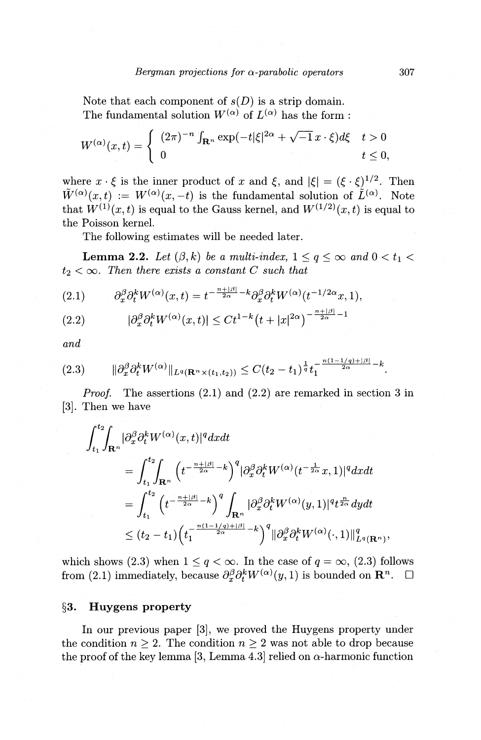Note that each component of $s(D)$ is a strip domain.

The fundamental solution $W^{(\alpha)}$ of $L^{(\alpha)}$ has the form :

$$
W^{(\alpha)}(x,t) = \begin{cases} (2\pi)^{-n} \int_{\mathbf{R}^n} \exp(-t|\xi|^{2\alpha} + \sqrt{-1}\, x \cdot \xi) d\xi & t > 0 \\ 0 & t \leq 0, \end{cases}
$$

where $x \cdot \xi$ is the inner product of $x$ and $\xi$, and $|\xi| = (\xi \cdot \xi)^{1/2}$. Then $\tilde{W}^{(\alpha)}(x,t) := W^{(\alpha)}(x,-t)$ is the fundamental solution of $\tilde{L}^{(\alpha)}$. Note that $W^{(1)}(x,t)$ is equal to the Gauss kernel, and $W^{(1/2)}(x,t)$ is equal to the Poisson kernel.

The following estimates will be needed later.

**Lemma 2.2.** *Let $(\beta, k)$ be a multi-index, $1 \leq q \leq \infty$ and $0 < t_1 < t_2 < \infty$. Then there exists a constant $C$ such that*

$$
\partial_x^\beta \partial_t^k W^{(\alpha)}(x,t) = t^{-\frac{n+|\beta|}{2\alpha} - k} \partial_x^\beta \partial_t^k W^{(\alpha)}(t^{-1/2\alpha} x, 1), \tag{2.1}
$$

$$
|\partial_x^\beta \partial_t^k W^{(\alpha)}(x,t)| \leq C t^{1-k} (t + |x|^{2\alpha})^{-\frac{n+|\beta|}{2\alpha} - 1} \tag{2.2}
$$

*and*

$$
\|\partial_x^\beta \partial_t^k W^{(\alpha)}\|_{L^q(\mathbf{R}^n \times (t_1, t_2))} \leq C (t_2 - t_1)^{\frac{1}{q}} t_1^{-\frac{n(1-1/q)+|\beta|}{2\alpha} - k}. \tag{2.3}
$$

*Proof.* The assertions (2.1) and (2.2) are remarked in section 3 in [3]. Then we have

$$
\begin{aligned}
\int_{t_1}^{t_2} &\int_{\mathbf{R}^n} |\partial_x^\beta \partial_t^k W^{(\alpha)}(x,t)|^q dx dt \\
&= \int_{t_1}^{t_2} \int_{\mathbf{R}^n} \left( t^{-\frac{n+|\beta|}{2\alpha} - k} \right)^q |\partial_x^\beta \partial_t^k W^{(\alpha)}(t^{-\frac{1}{2\alpha}} x, 1)|^q dx dt \\
&= \int_{t_1}^{t_2} \left( t^{-\frac{n+|\beta|}{2\alpha} - k} \right)^q \int_{\mathbf{R}^n} |\partial_x^\beta \partial_t^k W^{(\alpha)}(y, 1)|^q t^{\frac{n}{2\alpha}} dy dt \\
&\leq (t_2 - t_1) \left( t_1^{-\frac{n(1-1/q)+|\beta|}{2\alpha} - k} \right)^q \|\partial_x^\beta \partial_t^k W^{(\alpha)}(\cdot, 1)\|_{L^q(\mathbf{R}^n)}^q,
\end{aligned}
$$

which shows (2.3) when $1 \leq q < \infty$. In the case of $q = \infty$, (2.3) follows from (2.1) immediately, because $\partial_x^\beta \partial_t^k W^{(\alpha)}(y, 1)$ is bounded on $\mathbf{R}^n$. $\square$

## §3. Huygens property

In our previous paper [3], we proved the Huygens property under the condition $n \geq 2$. The condition $n \geq 2$ was not able to drop because the proof of the key lemma [3, Lemma 4.3] relied on $\alpha$-harmonic function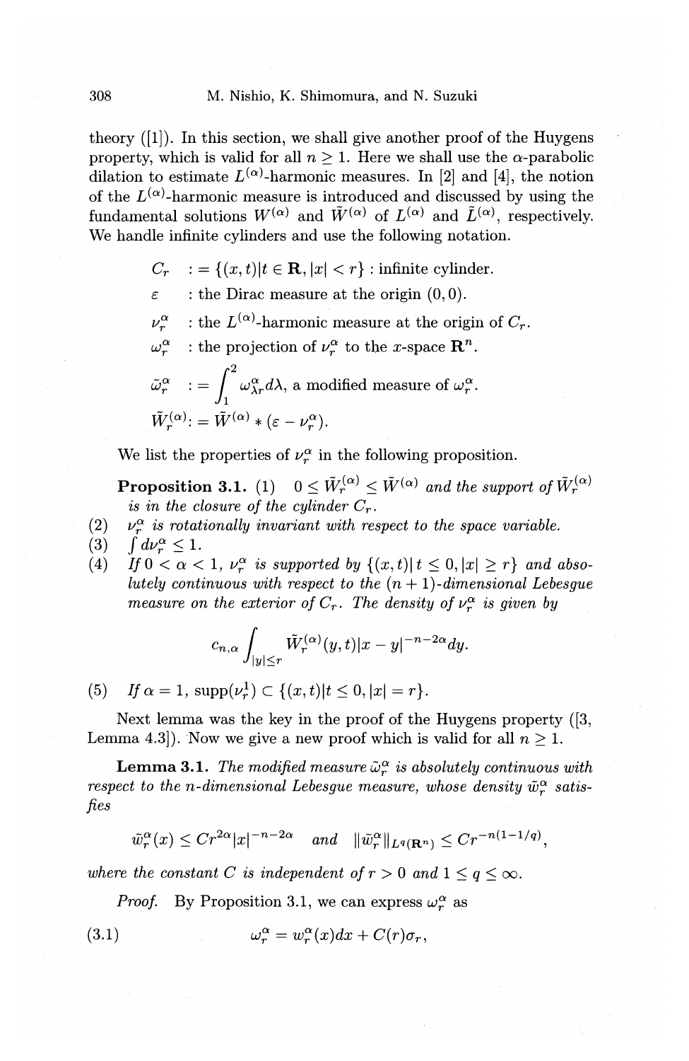theory ([1]). In this section, we shall give another proof of the Huygens property, which is valid for all $n \geq 1$. Here we shall use the $\alpha$-parabolic dilation to estimate $L^{(\alpha)}$-harmonic measures. In [2] and [4], the notion of the $L^{(\alpha)}$-harmonic measure is introduced and discussed by using the fundamental solutions $W^{(\alpha)}$ and $\tilde{W}^{(\alpha)}$ of $L^{(\alpha)}$ and $\tilde{L}^{(\alpha)}$, respectively. We handle infinite cylinders and use the following notation.

$C_r$ $:= \{(x,t) | t \in \mathbf{R}, |x| < r\}$ : infinite cylinder.

$\varepsilon$ : the Dirac measure at the origin $(0,0)$.

$\nu_r^\alpha$ : the $L^{(\alpha)}$-harmonic measure at the origin of $C_r$.

$\omega_r^\alpha$ : the projection of $\nu_r^\alpha$ to the $x$-space $\mathbf{R}^n$.

$\tilde{\omega}_r^\alpha$ $:= \int_1^2 \omega_{\lambda r}^\alpha d\lambda$, a modified measure of $\omega_r^\alpha$.

$\tilde{W}_r^{(\alpha)} := \tilde{W}^{(\alpha)} * (\varepsilon - \nu_r^\alpha)$.

We list the properties of $\nu_r^\alpha$ in the following proposition.

**Proposition 3.1.** (1) $0 \leq \tilde{W}_r^{(\alpha)} \leq \tilde{W}^{(\alpha)}$ *and the support of* $\tilde{W}_r^{(\alpha)}$ *is in the closure of the cylinder* $C_r$.

(2) $\nu_r^\alpha$ *is rotationally invariant with respect to the space variable.*

(3) $\int d\nu_r^\alpha \leq 1$.

(4) *If* $0 < \alpha < 1$, $\nu_r^\alpha$ *is supported by* $\{(x,t) | t \leq 0, |x| \geq r\}$ *and absolutely continuous with respect to the* $(n+1)$*-dimensional Lebesgue measure on the exterior of* $C_r$. *The density of* $\nu_r^\alpha$ *is given by*

$$c_{n,\alpha} \int_{|y| \leq r} \tilde{W}_r^{(\alpha)}(y,t) |x-y|^{-n-2\alpha} dy.$$

(5) *If* $\alpha = 1$, $\operatorname{supp}(\nu_r^1) \subset \{(x,t) | t \leq 0, |x| = r\}$.

Next lemma was the key in the proof of the Huygens property ([3, Lemma 4.3]). Now we give a new proof which is valid for all $n \geq 1$.

**Lemma 3.1.** *The modified measure* $\tilde{\omega}_r^\alpha$ *is absolutely continuous with respect to the* $n$*-dimensional Lebesgue measure, whose density* $\tilde{w}_r^\alpha$ *satisfies*

$$\tilde{w}_r^\alpha(x) \leq C r^{2\alpha} |x|^{-n-2\alpha} \quad \text{and} \quad \|\tilde{w}_r^\alpha\|_{L^q(\mathbf{R}^n)} \leq C r^{-n(1-1/q)},$$

*where the constant* $C$ *is independent of* $r > 0$ *and* $1 \leq q \leq \infty$.

*Proof.* By Proposition 3.1, we can express $\omega_r^\alpha$ as

$$\omega_r^\alpha = w_r^\alpha(x) dx + C(r) \sigma_r, \tag{3.1}$$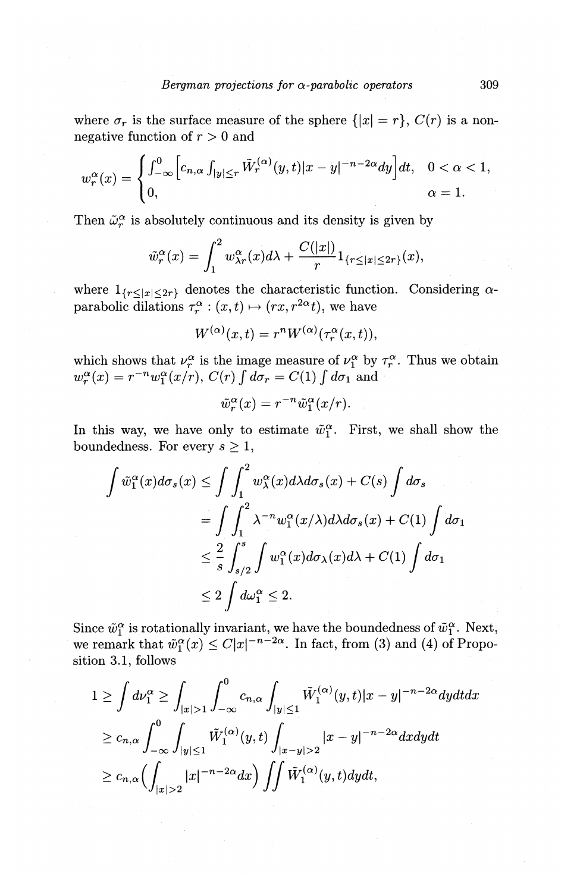where $\sigma_r$ is the surface measure of the sphere $\{|x| = r\}$, $C(r)$ is a non-negative function of $r > 0$ and

$$w_r^\alpha(x) = \begin{cases} \int_{-\infty}^0 \left[ c_{n,\alpha} \int_{|y| \le r} \tilde{W}_r^{(\alpha)}(y,t)|x-y|^{-n-2\alpha} dy \right] dt, & 0 < \alpha < 1, \\ 0, & \alpha = 1. \end{cases}$$

Then $\tilde{\omega}_r^\alpha$ is absolutely continuous and its density is given by

$$\tilde{w}_r^\alpha(x) = \int_1^2 w_{\lambda r}^\alpha(x) d\lambda + \frac{C(|x|)}{r} 1_{\{r \le |x| \le 2r\}}(x),$$

where $1_{\{r \le |x| \le 2r\}}$ denotes the characteristic function. Considering $\alpha$-parabolic dilations $\tau_r^\alpha : (x,t) \mapsto (rx, r^{2\alpha} t)$, we have

$$W^{(\alpha)}(x,t) = r^n W^{(\alpha)}(\tau_r^\alpha(x,t)),$$

which shows that $\nu_r^\alpha$ is the image measure of $\nu_1^\alpha$ by $\tau_r^\alpha$. Thus we obtain $w_r^\alpha(x) = r^{-n} w_1^\alpha(x/r)$, $C(r) \int d\sigma_r = C(1) \int d\sigma_1$ and

$$\tilde{w}_r^\alpha(x) = r^{-n} \tilde{w}_1^\alpha(x/r).$$

In this way, we have only to estimate $\tilde{w}_1^\alpha$. First, we shall show the boundedness. For every $s \ge 1$,

$$\begin{aligned} \int \tilde{w}_1^\alpha(x) d\sigma_s(x) &\le \int \int_1^2 w_\lambda^\alpha(x) d\lambda d\sigma_s(x) + C(s) \int d\sigma_s \\ &= \int \int_1^2 \lambda^{-n} w_1^\alpha(x/\lambda) d\lambda d\sigma_s(x) + C(1) \int d\sigma_1 \\ &\le \frac{2}{s} \int_{s/2}^s \int w_1^\alpha(x) d\sigma_\lambda(x) d\lambda + C(1) \int d\sigma_1 \\ &\le 2 \int d\omega_1^\alpha \le 2. \end{aligned}$$

Since $\tilde{w}_1^\alpha$ is rotationally invariant, we have the boundedness of $\tilde{w}_1^\alpha$. Next, we remark that $\tilde{w}_1^\alpha(x) \le C|x|^{-n-2\alpha}$. In fact, from (3) and (4) of Proposition 3.1, follows

$$\begin{aligned} 1 \ge \int d\nu_1^\alpha &\ge \int_{|x|>1} \int_{-\infty}^0 c_{n,\alpha} \int_{|y| \le 1} \tilde{W}_1^{(\alpha)}(y,t)|x-y|^{-n-2\alpha} dy dt dx \\ &\ge c_{n,\alpha} \int_{-\infty}^0 \int_{|y| \le 1} \tilde{W}_1^{(\alpha)}(y,t) \int_{|x-y|>2} |x-y|^{-n-2\alpha} dx dy dt \\ &\ge c_{n,\alpha} \Big( \int_{|x|>2} |x|^{-n-2\alpha} dx \Big) \iint \tilde{W}_1^{(\alpha)}(y,t) dy dt, \end{aligned}$$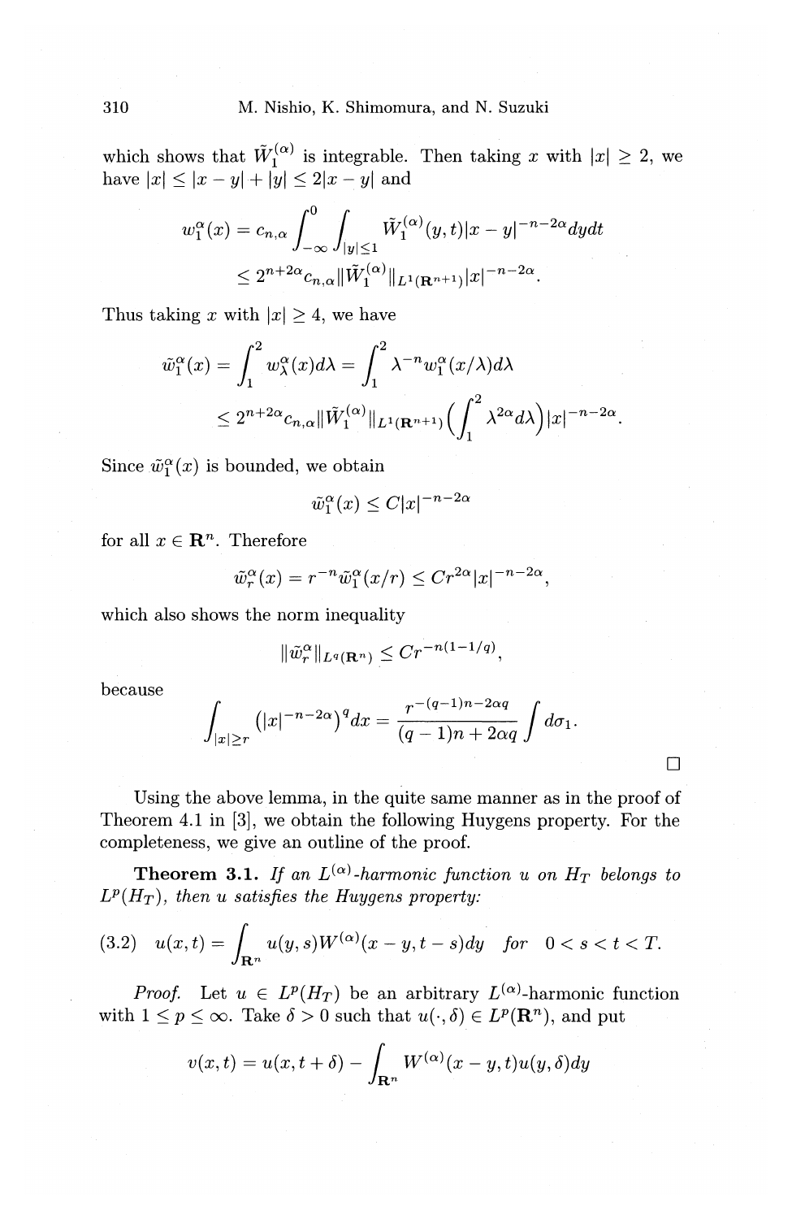which shows that $\tilde{W}_1^{(\alpha)}$ is integrable. Then taking $x$ with $|x| \geq 2$, we have $|x| \leq |x-y| + |y| \leq 2|x-y|$ and

$$
\begin{aligned}
w_1^\alpha(x) &= c_{n,\alpha} \int_{-\infty}^{0} \int_{|y|\leq 1} \tilde{W}_1^{(\alpha)}(y,t)|x-y|^{-n-2\alpha} dy dt \\
&\leq 2^{n+2\alpha} c_{n,\alpha} \|\tilde{W}_1^{(\alpha)}\|_{L^1(\mathbf{R}^{n+1})} |x|^{-n-2\alpha}.
\end{aligned}
$$

Thus taking $x$ with $|x| \geq 4$, we have

$$
\begin{aligned}
\tilde{w}_1^\alpha(x) &= \int_1^2 w_\lambda^\alpha(x) d\lambda = \int_1^2 \lambda^{-n} w_1^\alpha(x/\lambda) d\lambda \\
&\leq 2^{n+2\alpha} c_{n,\alpha} \|\tilde{W}_1^{(\alpha)}\|_{L^1(\mathbf{R}^{n+1})} \Big( \int_1^2 \lambda^{2\alpha} d\lambda \Big) |x|^{-n-2\alpha}.
\end{aligned}
$$

Since $\tilde{w}_1^\alpha(x)$ is bounded, we obtain

$$
\tilde{w}_1^\alpha(x) \leq C|x|^{-n-2\alpha}
$$

for all $x \in \mathbf{R}^n$. Therefore

$$
\tilde{w}_r^\alpha(x) = r^{-n} \tilde{w}_1^\alpha(x/r) \leq C r^{2\alpha} |x|^{-n-2\alpha},
$$

which also shows the norm inequality

$$
\|\tilde{w}_r^\alpha\|_{L^q(\mathbf{R}^n)} \leq C r^{-n(1-1/q)},
$$

because

$$
\int_{|x|\geq r} \big(|x|^{-n-2\alpha}\big)^q dx = \frac{r^{-(q-1)n-2\alpha q}}{(q-1)n+2\alpha q} \int d\sigma_1.
$$

□

Using the above lemma, in the quite same manner as in the proof of Theorem 4.1 in [3], we obtain the following Huygens property. For the completeness, we give an outline of the proof.

**Theorem 3.1.** *If an $L^{(\alpha)}$-harmonic function $u$ on $H_T$ belongs to $L^p(H_T)$, then $u$ satisfies the Huygens property:*

$$
u(x,t) = \int_{\mathbf{R}^n} u(y,s) W^{(\alpha)}(x-y, t-s) dy \quad \text{for} \quad 0 < s < t < T. \tag{3.2}
$$

*Proof.* Let $u \in L^p(H_T)$ be an arbitrary $L^{(\alpha)}$-harmonic function with $1 \leq p \leq \infty$. Take $\delta > 0$ such that $u(\cdot, \delta) \in L^p(\mathbf{R}^n)$, and put

$$
v(x,t) = u(x, t+\delta) - \int_{\mathbf{R}^n} W^{(\alpha)}(x-y, t) u(y, \delta) dy
$$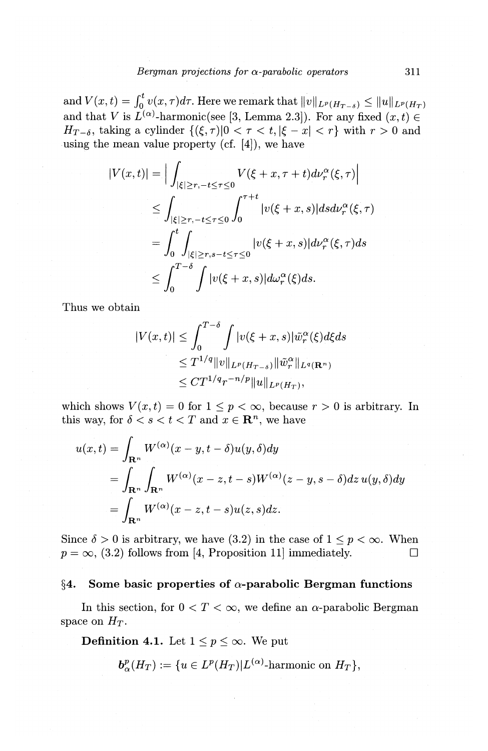and $V(x,t) = \int_0^t v(x,\tau)d\tau$. Here we remark that $\|v\|_{L^p(H_{T-\delta})} \le \|u\|_{L^p(H_T)}$ and that $V$ is $L^{(\alpha)}$-harmonic(see [3, Lemma 2.3]). For any fixed $(x,t) \in H_{T-\delta}$, taking a cylinder $\{(\xi,\tau) | 0 < \tau < t, |\xi - x| < r\}$ with $r > 0$ and using the mean value property (cf. [4]), we have

$$
\begin{aligned}
|V(x,t)| &= \Big| \int_{|\xi|\ge r, -t\le\tau\le 0} V(\xi + x, \tau + t) d\nu_r^\alpha(\xi,\tau) \Big| \\
&\le \int_{|\xi|\ge r, -t\le\tau\le 0} \int_0^{\tau+t} |v(\xi + x, s)| ds d\nu_r^\alpha(\xi,\tau) \\
&= \int_0^t \int_{|\xi|\ge r, s-t\le\tau\le 0} |v(\xi + x, s)| d\nu_r^\alpha(\xi,\tau) ds \\
&\le \int_0^{T-\delta} \int |v(\xi + x, s)| d\omega_r^\alpha(\xi) ds.
\end{aligned}
$$

Thus we obtain

$$
\begin{aligned}
|V(x,t)| &\le \int_0^{T-\delta} \int |v(\xi + x, s)| \tilde{\omega}_r^\alpha(\xi) d\xi ds \\
&\le T^{1/q} \|v\|_{L^p(H_{T-\delta})} \|\tilde{\omega}_r^\alpha\|_{L^q(\mathbf{R}^n)} \\
&\le C T^{1/q} r^{-n/p} \|u\|_{L^p(H_T)},
\end{aligned}
$$

which shows $V(x,t) = 0$ for $1 \le p < \infty$, because $r > 0$ is arbitrary. In this way, for $\delta < s < t < T$ and $x \in \mathbf{R}^n$, we have

$$
\begin{aligned}
u(x,t) &= \int_{\mathbf{R}^n} W^{(\alpha)}(x - y, t - \delta) u(y,\delta) dy \\
&= \int_{\mathbf{R}^n} \int_{\mathbf{R}^n} W^{(\alpha)}(x - z, t - s) W^{(\alpha)}(z - y, s - \delta) dz \, u(y,\delta) dy \\
&= \int_{\mathbf{R}^n} W^{(\alpha)}(x - z, t - s) u(z,s) dz.
\end{aligned}
$$

Since $\delta > 0$ is arbitrary, we have (3.2) in the case of $1 \le p < \infty$. When $p = \infty$, (3.2) follows from [4, Proposition 11] immediately. □

## §4. Some basic properties of $\alpha$-parabolic Bergman functions

In this section, for $0 < T < \infty$, we define an $\alpha$-parabolic Bergman space on $H_T$.

**Definition 4.1.** Let $1 \le p \le \infty$. We put

$$
\boldsymbol{b}_\alpha^p(H_T) := \{u \in L^p(H_T) | L^{(\alpha)}\text{-harmonic on } H_T\},
$$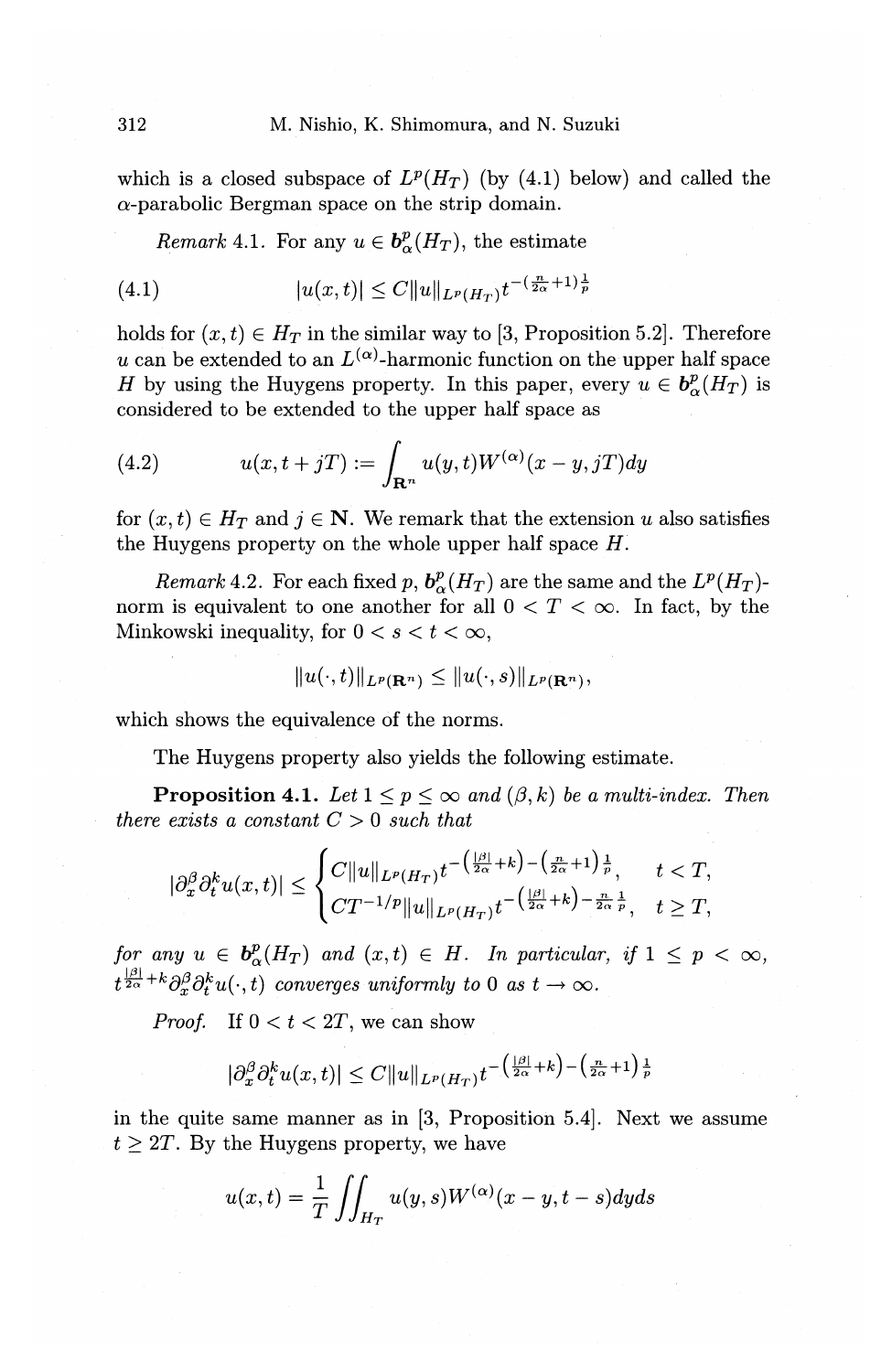which is a closed subspace of $L^p(H_T)$ (by (4.1) below) and called the $\alpha$-parabolic Bergman space on the strip domain.

*Remark* 4.1. For any $u \in \boldsymbol{b}^p_\alpha(H_T)$, the estimate

$$
|u(x,t)| \leq C\|u\|_{L^p(H_T)} t^{-(\frac{n}{2\alpha}+1)\frac{1}{p}} \tag{4.1}
$$

holds for $(x,t) \in H_T$ in the similar way to [3, Proposition 5.2]. Therefore $u$ can be extended to an $L^{(\alpha)}$-harmonic function on the upper half space $H$ by using the Huygens property. In this paper, every $u \in \boldsymbol{b}^p_\alpha(H_T)$ is considered to be extended to the upper half space as

$$
u(x, t + jT) := \int_{\mathbf{R}^n} u(y,t) W^{(\alpha)}(x - y, jT) dy \tag{4.2}
$$

for $(x,t) \in H_T$ and $j \in \mathbf{N}$. We remark that the extension $u$ also satisfies the Huygens property on the whole upper half space $H$.

*Remark* 4.2. For each fixed $p$, $\boldsymbol{b}^p_\alpha(H_T)$ are the same and the $L^p(H_T)$-norm is equivalent to one another for all $0 < T < \infty$. In fact, by the Minkowski inequality, for $0 < s < t < \infty$,

$$
\|u(\cdot,t)\|_{L^p(\mathbf{R}^n)} \leq \|u(\cdot,s)\|_{L^p(\mathbf{R}^n)},
$$

which shows the equivalence of the norms.

The Huygens property also yields the following estimate.

**Proposition 4.1.** *Let $1 \leq p \leq \infty$ and $(\beta, k)$ be a multi-index. Then there exists a constant $C > 0$ such that*

$$
|\partial_x^\beta \partial_t^k u(x,t)| \leq \begin{cases} C\|u\|_{L^p(H_T)} t^{-\left(\frac{|\beta|}{2\alpha}+k\right)-\left(\frac{n}{2\alpha}+1\right)\frac{1}{p}}, & t < T, \\ CT^{-1/p}\|u\|_{L^p(H_T)} t^{-\left(\frac{|\beta|}{2\alpha}+k\right)-\frac{n}{2\alpha}\frac{1}{p}}, & t \geq T, \end{cases}
$$

*for any $u \in \boldsymbol{b}^p_\alpha(H_T)$ and $(x,t) \in H$. In particular, if $1 \leq p < \infty$, $t^{\frac{|\beta|}{2\alpha}+k}\partial_x^\beta \partial_t^k u(\cdot,t)$ converges uniformly to $0$ as $t \to \infty$.*

*Proof.* If $0 < t < 2T$, we can show

$$
|\partial_x^\beta \partial_t^k u(x,t)| \leq C\|u\|_{L^p(H_T)} t^{-\left(\frac{|\beta|}{2\alpha}+k\right)-\left(\frac{n}{2\alpha}+1\right)\frac{1}{p}}
$$

in the quite same manner as in [3, Proposition 5.4]. Next we assume $t \geq 2T$. By the Huygens property, we have

$$
u(x,t) = \frac{1}{T}\iint_{H_T} u(y,s) W^{(\alpha)}(x-y, t-s) dy ds
$$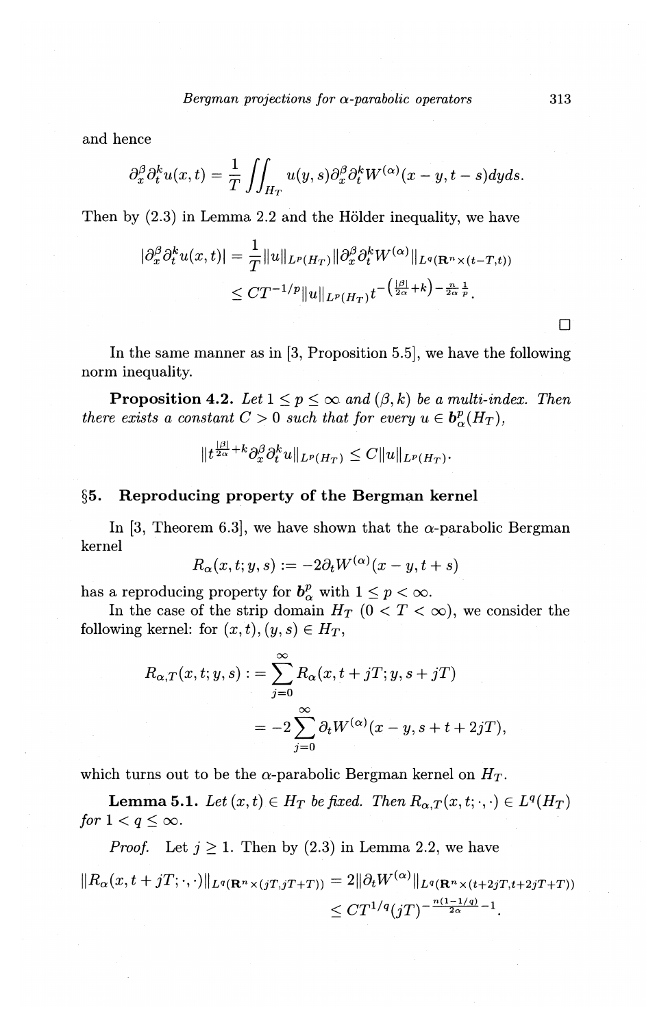and hence

$$\partial_x^\beta \partial_t^k u(x,t) = \frac{1}{T} \iint_{H_T} u(y,s) \partial_x^\beta \partial_t^k W^{(\alpha)}(x-y, t-s) dy ds.$$

Then by (2.3) in Lemma 2.2 and the Hölder inequality, we have

$$\begin{aligned}
|\partial_x^\beta \partial_t^k u(x,t)| &= \frac{1}{T} \|u\|_{L^p(H_T)} \|\partial_x^\beta \partial_t^k W^{(\alpha)}\|_{L^q(\mathbf{R}^n \times (t-T,t))} \\
&\leq C T^{-1/p} \|u\|_{L^p(H_T)} t^{-\left(\frac{|\beta|}{2\alpha} + k\right) - \frac{n}{2\alpha}\frac{1}{p}}.
\end{aligned}$$

□

In the same manner as in [3, Proposition 5.5], we have the following norm inequality.

**Proposition 4.2.** *Let $1 \leq p \leq \infty$ and $(\beta, k)$ be a multi-index. Then there exists a constant $C > 0$ such that for every $u \in \boldsymbol{b}_\alpha^p(H_T)$,*

$$\|t^{\frac{|\beta|}{2\alpha}+k} \partial_x^\beta \partial_t^k u\|_{L^p(H_T)} \leq C \|u\|_{L^p(H_T)}.$$

## §5. Reproducing property of the Bergman kernel

In [3, Theorem 6.3], we have shown that the $\alpha$-parabolic Bergman kernel

$$R_\alpha(x,t;y,s) := -2\partial_t W^{(\alpha)}(x-y, t+s)$$

has a reproducing property for $\boldsymbol{b}_\alpha^p$ with $1 \leq p < \infty$.

In the case of the strip domain $H_T$ ($0 < T < \infty$), we consider the following kernel: for $(x,t), (y,s) \in H_T$,

$$\begin{aligned}
R_{\alpha,T}(x,t;y,s) :&= \sum_{j=0}^\infty R_\alpha(x, t+jT; y, s+jT) \\
&= -2 \sum_{j=0}^\infty \partial_t W^{(\alpha)}(x-y, s+t+2jT),
\end{aligned}$$

which turns out to be the $\alpha$-parabolic Bergman kernel on $H_T$.

**Lemma 5.1.** *Let $(x,t) \in H_T$ be fixed. Then $R_{\alpha,T}(x,t;\cdot,\cdot) \in L^q(H_T)$ for $1 < q \leq \infty$.*

*Proof.* Let $j \geq 1$. Then by (2.3) in Lemma 2.2, we have

$$\begin{aligned}
\|R_\alpha(x, t+jT; \cdot, \cdot)\|_{L^q(\mathbf{R}^n \times (jT, jT+T))} &= 2\|\partial_t W^{(\alpha)}\|_{L^q(\mathbf{R}^n \times (t+2jT, t+2jT+T))} \\
&\leq C T^{1/q} (jT)^{-\frac{n(1-1/q)}{2\alpha} - 1}.
\end{aligned}$$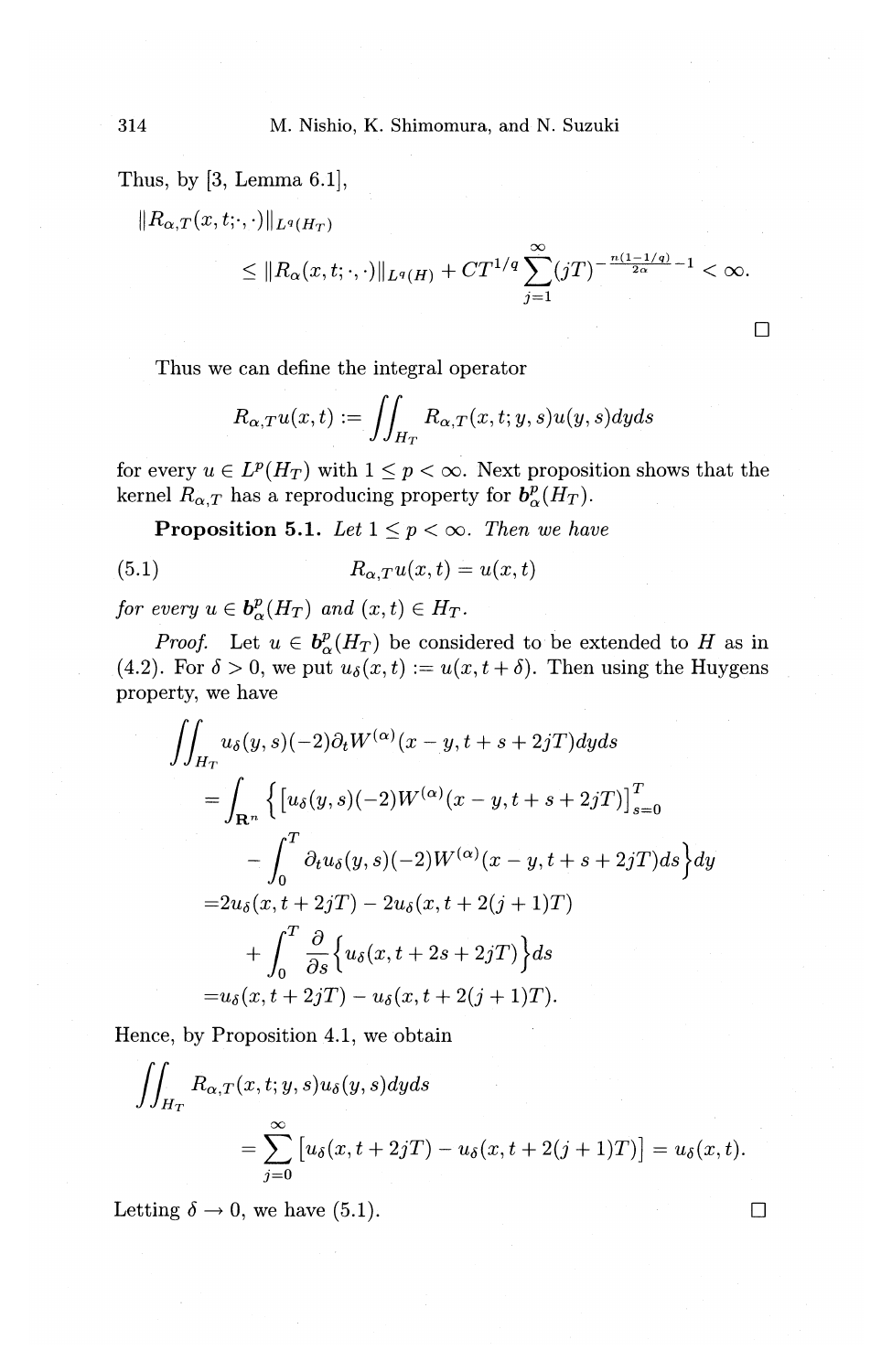Thus, by [3, Lemma 6.1],

$$
\begin{aligned}
&\|R_{\alpha,T}(x,t;\cdot,\cdot)\|_{L^q(H_T)} \\
&\qquad \le \|R_\alpha(x,t;\cdot,\cdot)\|_{L^q(H)} + CT^{1/q}\sum_{j=1}^{\infty}(jT)^{-\frac{n(1-1/q)}{2\alpha}-1} < \infty.
\end{aligned}
$$

□

Thus we can define the integral operator

$$
R_{\alpha,T}u(x,t) := \iint_{H_T} R_{\alpha,T}(x,t;y,s)u(y,s)dyds
$$

for every $u \in L^p(H_T)$ with $1 \le p < \infty$. Next proposition shows that the kernel $R_{\alpha,T}$ has a reproducing property for $\boldsymbol{b}_\alpha^p(H_T)$.

**Proposition 5.1.** *Let $1 \le p < \infty$. Then we have*

$$
R_{\alpha,T}u(x,t) = u(x,t) \tag{5.1}
$$

*for every $u \in \boldsymbol{b}_\alpha^p(H_T)$ and $(x,t) \in H_T$.*

*Proof.* Let $u \in \boldsymbol{b}_\alpha^p(H_T)$ be considered to be extended to $H$ as in (4.2). For $\delta > 0$, we put $u_\delta(x,t) := u(x,t+\delta)$. Then using the Huygens property, we have

$$
\begin{aligned}
&\iint_{H_T} u_\delta(y,s)(-2)\partial_t W^{(\alpha)}(x-y,t+s+2jT)dyds \\
&= \int_{\mathbf{R}^n} \Big\{ \big[u_\delta(y,s)(-2)W^{(\alpha)}(x-y,t+s+2jT)\big]_{s=0}^{T} \\
&\qquad - \int_0^T \partial_t u_\delta(y,s)(-2)W^{(\alpha)}(x-y,t+s+2jT)ds \Big\} dy \\
&= 2u_\delta(x,t+2jT) - 2u_\delta(x,t+2(j+1)T) \\
&\qquad + \int_0^T \frac{\partial}{\partial s}\Big\{ u_\delta(x,t+2s+2jT) \Big\} ds \\
&= u_\delta(x,t+2jT) - u_\delta(x,t+2(j+1)T).
\end{aligned}
$$

Hence, by Proposition 4.1, we obtain

$$
\begin{aligned}
&\iint_{H_T} R_{\alpha,T}(x,t;y,s)u_\delta(y,s)dyds \\
&\qquad = \sum_{j=0}^{\infty} \big[u_\delta(x,t+2jT) - u_\delta(x,t+2(j+1)T)\big] = u_\delta(x,t).
\end{aligned}
$$

Letting $\delta \to 0$, we have (5.1). □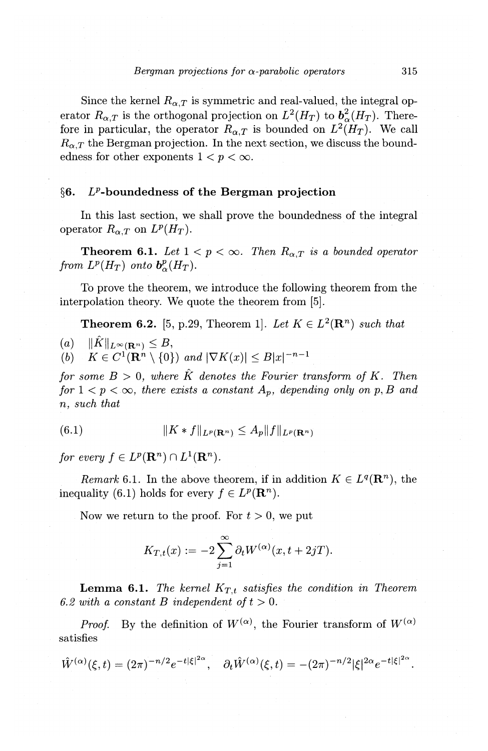Since the kernel $R_{\alpha,T}$ is symmetric and real-valued, the integral operator $R_{\alpha,T}$ is the orthogonal projection on $L^2(H_T)$ to $\boldsymbol{b}^2_\alpha(H_T)$. Therefore in particular, the operator $R_{\alpha,T}$ is bounded on $L^2(H_T)$. We call $R_{\alpha,T}$ the Bergman projection. In the next section, we discuss the boundedness for other exponents $1 < p < \infty$.

## §6. $L^p$-boundedness of the Bergman projection

In this last section, we shall prove the boundedness of the integral operator $R_{\alpha,T}$ on $L^p(H_T)$.

**Theorem 6.1.** *Let $1 < p < \infty$. Then $R_{\alpha,T}$ is a bounded operator from $L^p(H_T)$ onto $\boldsymbol{b}^p_\alpha(H_T)$.*

To prove the theorem, we introduce the following theorem from the interpolation theory. We quote the theorem from [5].

**Theorem 6.2.** [5, p.29, Theorem 1]. *Let $K \in L^2(\mathbf{R}^n)$ such that*

(a) $\|\hat{K}\|_{L^\infty(\mathbf{R}^n)} \leq B$,

(b) $K \in C^1(\mathbf{R}^n \setminus \{0\})$ *and* $|\nabla K(x)| \leq B|x|^{-n-1}$

*for some $B > 0$, where $\hat{K}$ denotes the Fourier transform of $K$. Then for $1 < p < \infty$, there exists a constant $A_p$, depending only on $p, B$ and $n$, such that*

$$\|K * f\|_{L^p(\mathbf{R}^n)} \leq A_p \|f\|_{L^p(\mathbf{R}^n)} \tag{6.1}$$

*for every $f \in L^p(\mathbf{R}^n) \cap L^1(\mathbf{R}^n)$.*

*Remark* 6.1. In the above theorem, if in addition $K \in L^q(\mathbf{R}^n)$, the inequality (6.1) holds for every $f \in L^p(\mathbf{R}^n)$.

Now we return to the proof. For $t > 0$, we put

$$K_{T,t}(x) := -2 \sum_{j=1}^{\infty} \partial_t W^{(\alpha)}(x, t + 2jT).$$

**Lemma 6.1.** *The kernel $K_{T,t}$ satisfies the condition in Theorem 6.2 with a constant $B$ independent of $t > 0$.*

*Proof.* By the definition of $W^{(\alpha)}$, the Fourier transform of $W^{(\alpha)}$ satisfies

$$\hat{W}^{(\alpha)}(\xi, t) = (2\pi)^{-n/2} e^{-t|\xi|^{2\alpha}}, \quad \partial_t \hat{W}^{(\alpha)}(\xi, t) = -(2\pi)^{-n/2} |\xi|^{2\alpha} e^{-t|\xi|^{2\alpha}}.$$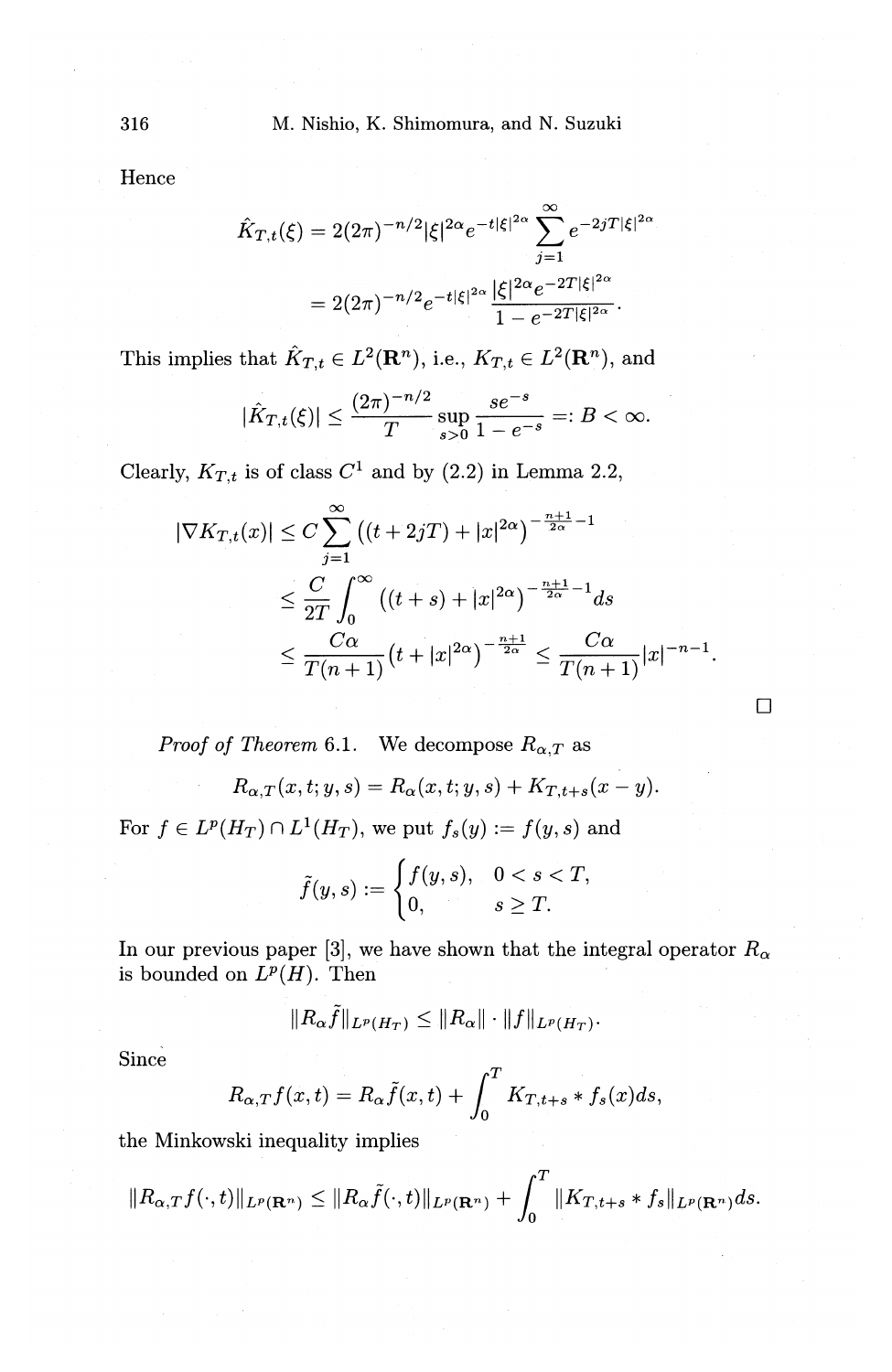Hence

$$\hat{K}_{T,t}(\xi) = 2(2\pi)^{-n/2}|\xi|^{2\alpha}e^{-t|\xi|^{2\alpha}}\sum_{j=1}^{\infty} e^{-2jT|\xi|^{2\alpha}}$$
$$= 2(2\pi)^{-n/2}e^{-t|\xi|^{2\alpha}}\frac{|\xi|^{2\alpha}e^{-2T|\xi|^{2\alpha}}}{1-e^{-2T|\xi|^{2\alpha}}}.$$

This implies that $\hat{K}_{T,t} \in L^2(\mathbf{R}^n)$, i.e., $K_{T,t} \in L^2(\mathbf{R}^n)$, and

$$|\hat{K}_{T,t}(\xi)| \le \frac{(2\pi)^{-n/2}}{T}\sup_{s>0}\frac{se^{-s}}{1-e^{-s}} =: B < \infty.$$

Clearly, $K_{T,t}$ is of class $C^1$ and by (2.2) in Lemma 2.2,

$$|\nabla K_{T,t}(x)| \le C\sum_{j=1}^{\infty}\left((t+2jT)+|x|^{2\alpha}\right)^{-\frac{n+1}{2\alpha}-1}$$
$$\le \frac{C}{2T}\int_0^{\infty}\left((t+s)+|x|^{2\alpha}\right)^{-\frac{n+1}{2\alpha}-1}ds$$
$$\le \frac{C\alpha}{T(n+1)}\left(t+|x|^{2\alpha}\right)^{-\frac{n+1}{2\alpha}} \le \frac{C\alpha}{T(n+1)}|x|^{-n-1}.$$

□

*Proof of Theorem* 6.1. We decompose $R_{\alpha,T}$ as

$$R_{\alpha,T}(x,t;y,s) = R_{\alpha}(x,t;y,s) + K_{T,t+s}(x-y).$$

For $f \in L^p(H_T) \cap L^1(H_T)$, we put $f_s(y) := f(y,s)$ and

$$\tilde{f}(y,s) := \begin{cases} f(y,s), & 0 < s < T, \\ 0, & s \ge T. \end{cases}$$

In our previous paper [3], we have shown that the integral operator $R_\alpha$ is bounded on $L^p(H)$. Then

$$\|R_\alpha \tilde{f}\|_{L^p(H_T)} \le \|R_\alpha\| \cdot \|f\|_{L^p(H_T)}.$$

Since

$$R_{\alpha,T}f(x,t) = R_\alpha \tilde{f}(x,t) + \int_0^T K_{T,t+s} * f_s(x)ds,$$

the Minkowski inequality implies

$$\|R_{\alpha,T}f(\cdot,t)\|_{L^p(\mathbf{R}^n)} \le \|R_\alpha \tilde{f}(\cdot,t)\|_{L^p(\mathbf{R}^n)} + \int_0^T \|K_{T,t+s} * f_s\|_{L^p(\mathbf{R}^n)}ds.$$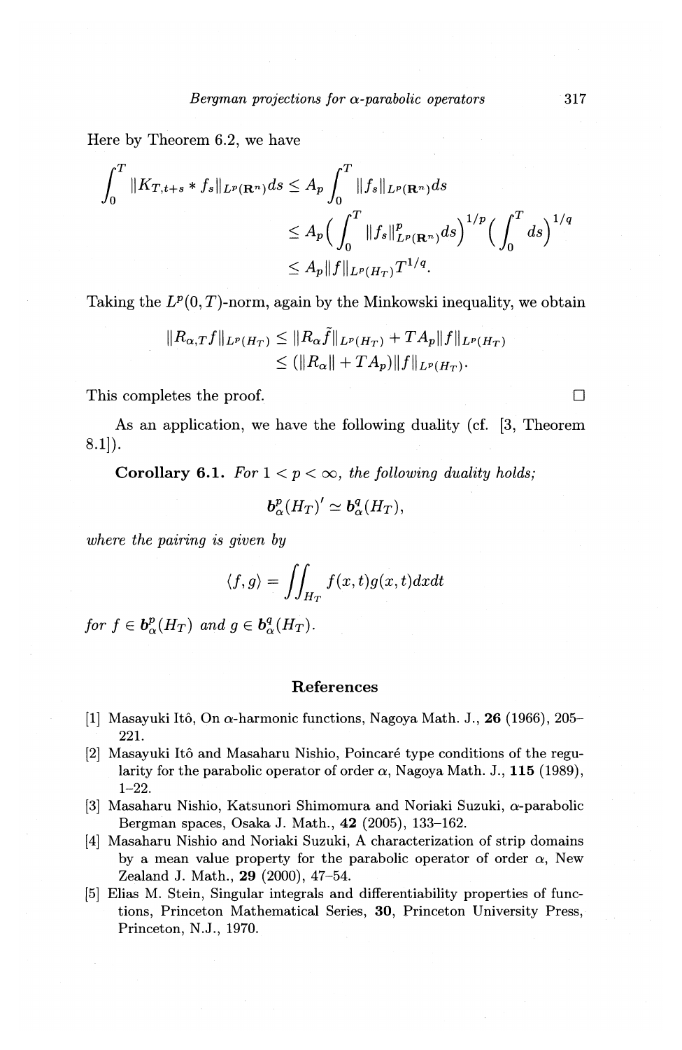Here by Theorem 6.2, we have

$$\begin{aligned}\int_0^T \|K_{T,t+s} * f_s\|_{L^p(\mathbf{R}^n)} ds &\le A_p \int_0^T \|f_s\|_{L^p(\mathbf{R}^n)} ds \\ &\le A_p \Big( \int_0^T \|f_s\|_{L^p(\mathbf{R}^n)}^p ds \Big)^{1/p} \Big( \int_0^T ds \Big)^{1/q} \\ &\le A_p \|f\|_{L^p(H_T)} T^{1/q}.\end{aligned}$$

Taking the $L^p(0,T)$-norm, again by the Minkowski inequality, we obtain

$$\begin{aligned}\|R_{\alpha,T} f\|_{L^p(H_T)} &\le \|R_\alpha \tilde{f}\|_{L^p(H_T)} + T A_p \|f\|_{L^p(H_T)} \\ &\le (\|R_\alpha\| + T A_p) \|f\|_{L^p(H_T)}.\end{aligned}$$

This completes the proof. □

As an application, we have the following duality (cf. [3, Theorem 8.1]).

**Corollary 6.1.** *For $1 < p < \infty$, the following duality holds;*

$$\boldsymbol{b}_\alpha^p(H_T)' \simeq \boldsymbol{b}_\alpha^q(H_T),$$

*where the pairing is given by*

$$\langle f, g \rangle = \iint_{H_T} f(x,t) g(x,t) dx dt$$

*for $f \in \boldsymbol{b}_\alpha^p(H_T)$ and $g \in \boldsymbol{b}_\alpha^q(H_T)$.*

## References

[1] Masayuki Itô, On $\alpha$-harmonic functions, Nagoya Math. J., **26** (1966), 205–221.

[2] Masayuki Itô and Masaharu Nishio, Poincaré type conditions of the regularity for the parabolic operator of order $\alpha$, Nagoya Math. J., **115** (1989), 1–22.

[3] Masaharu Nishio, Katsunori Shimomura and Noriaki Suzuki, $\alpha$-parabolic Bergman spaces, Osaka J. Math., **42** (2005), 133–162.

[4] Masaharu Nishio and Noriaki Suzuki, A characterization of strip domains by a mean value property for the parabolic operator of order $\alpha$, New Zealand J. Math., **29** (2000), 47–54.

[5] Elias M. Stein, Singular integrals and differentiability properties of functions, Princeton Mathematical Series, **30**, Princeton University Press, Princeton, N.J., 1970.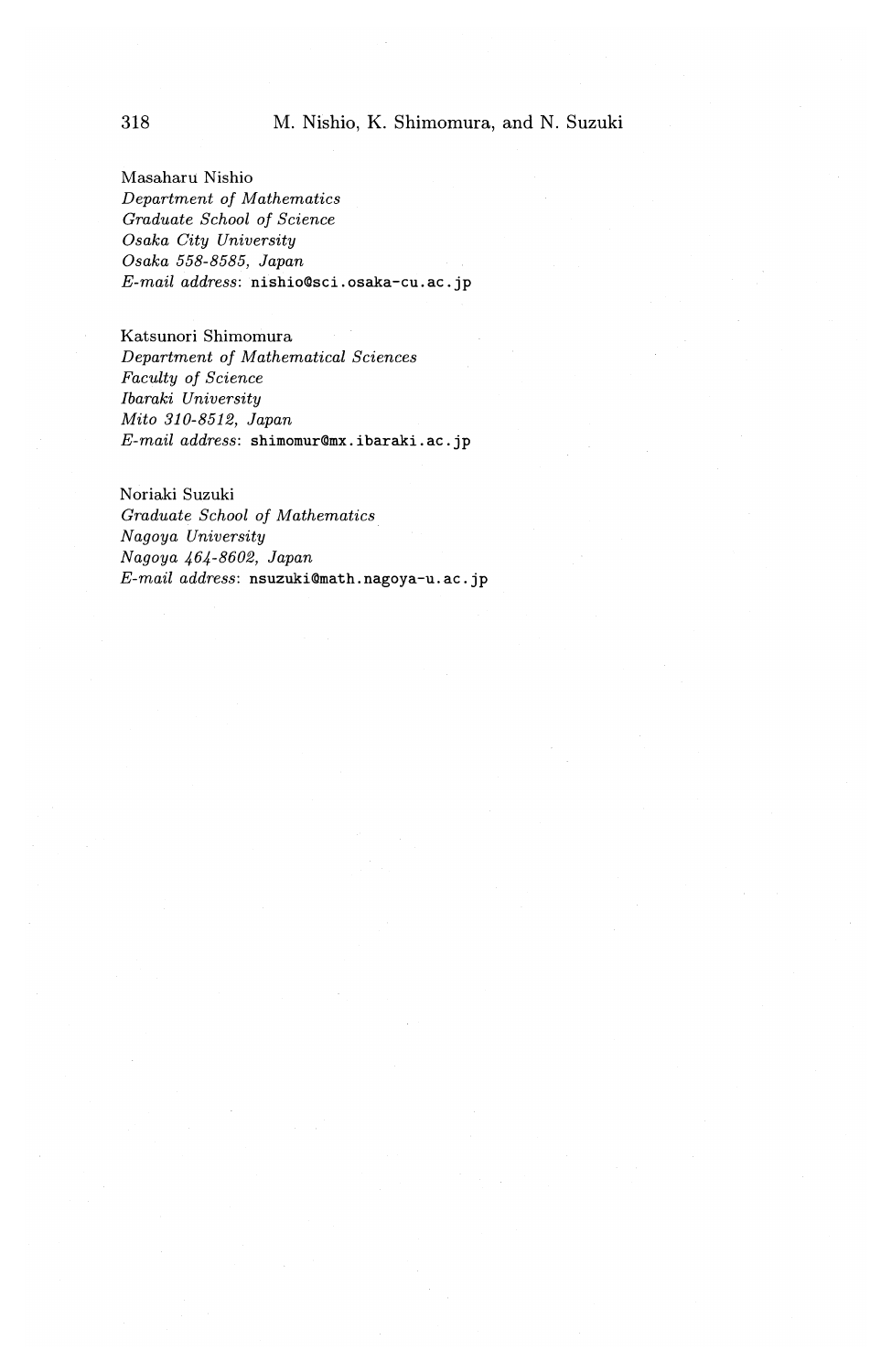Masaharu Nishio
*Department of Mathematics*
*Graduate School of Science*
*Osaka City University*
*Osaka 558-8585, Japan*
*E-mail address*: nishio@sci.osaka-cu.ac.jp

Katsunori Shimomura
*Department of Mathematical Sciences*
*Faculty of Science*
*Ibaraki University*
*Mito 310-8512, Japan*
*E-mail address*: shimomur@mx.ibaraki.ac.jp

Noriaki Suzuki
*Graduate School of Mathematics*
*Nagoya University*
*Nagoya 464-8602, Japan*
*E-mail address*: nsuzuki@math.nagoya-u.ac.jp